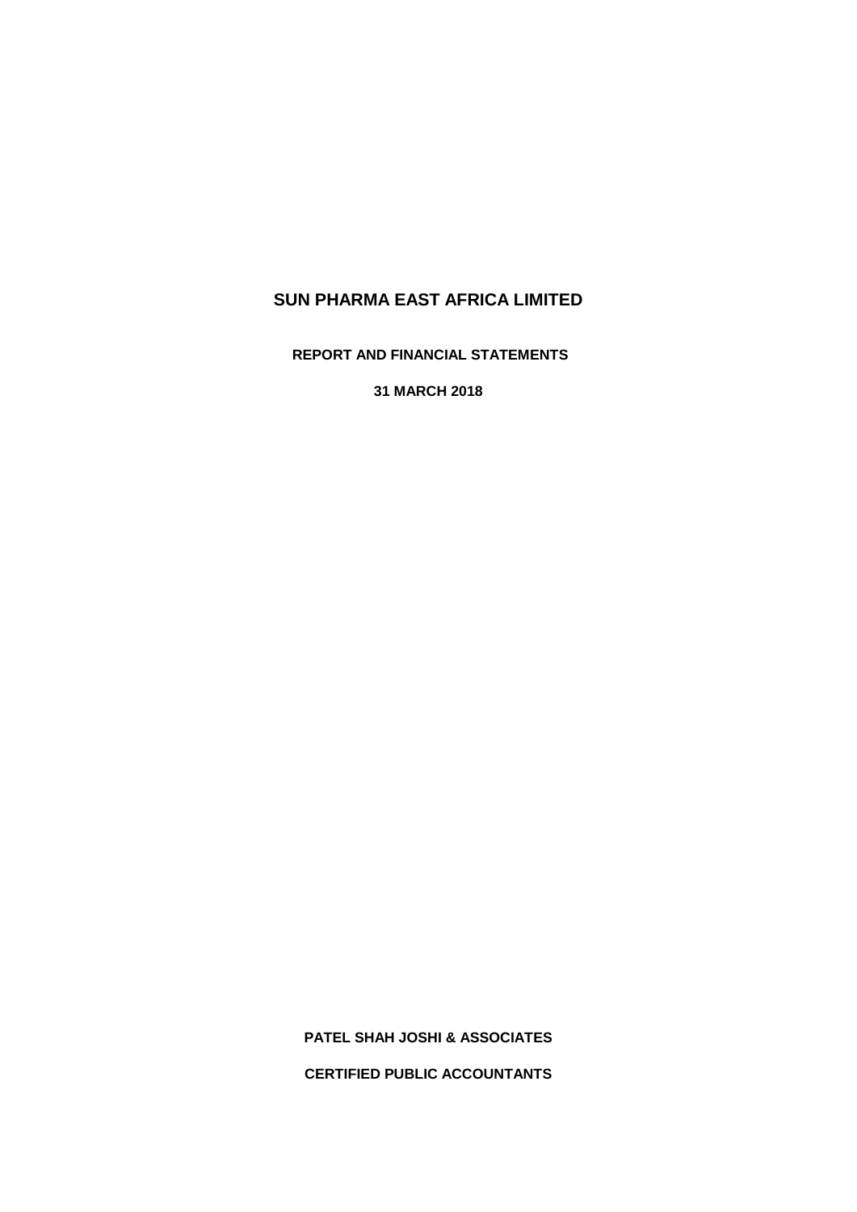# SUN PHARMA EAST AFRICA LIMITED

**REPORT AND FINANCIAL STATEMENTS**

**31 MARCH 2018**

**PATEL SHAH JOSHI & ASSOCIATES**

**CERTIFIED PUBLIC ACCOUNTANTS**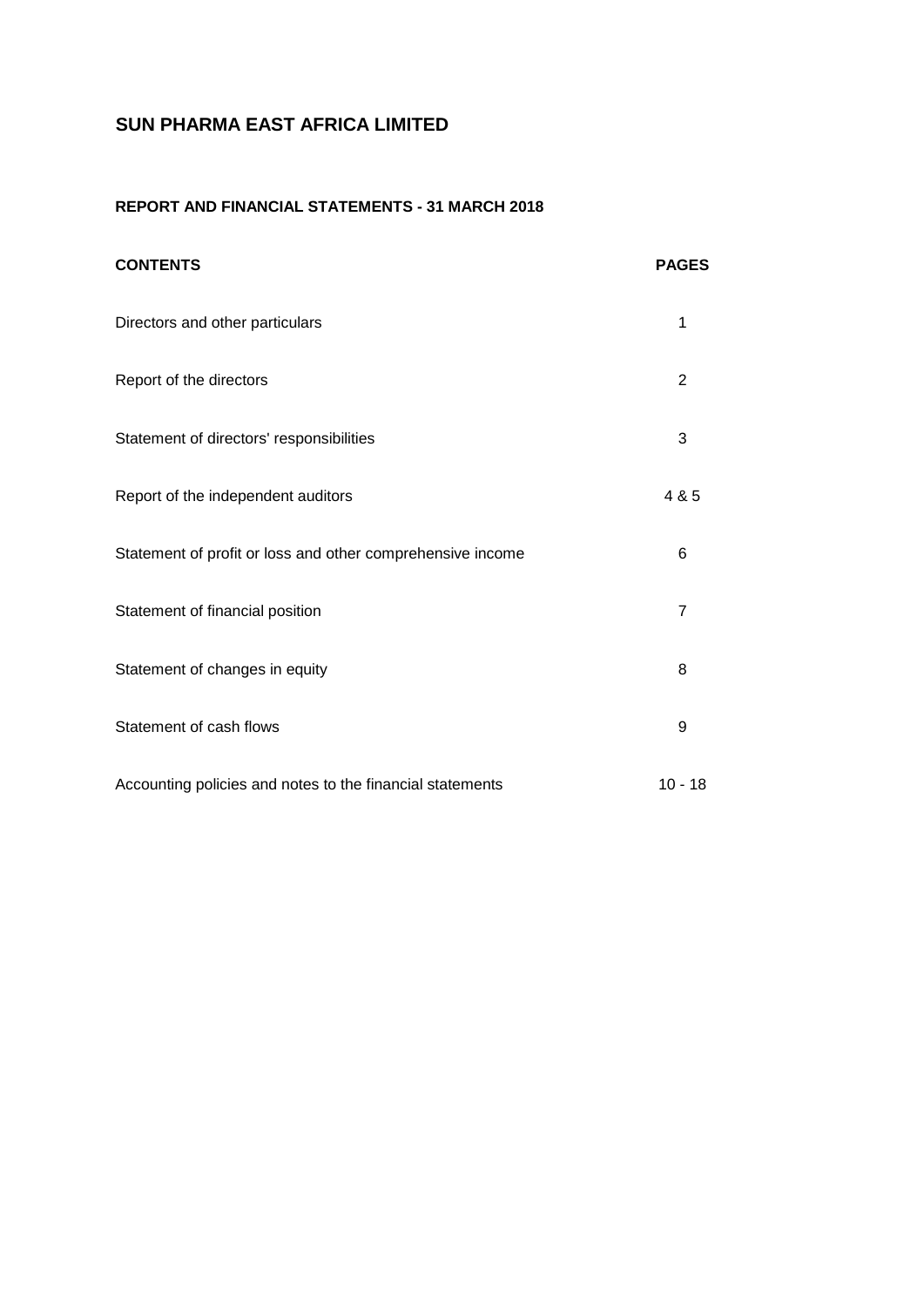# SUN PHARMA EAST AFRICA LIMITED

## REPORT AND FINANCIAL STATEMENTS - 31 MARCH 2018

| CONTENTS | PAGES |
|---|---|
| Directors and other particulars | 1 |
| Report of the directors | 2 |
| Statement of directors' responsibilities | 3 |
| Report of the independent auditors | 4 & 5 |
| Statement of profit or loss and other comprehensive income | 6 |
| Statement of financial position | 7 |
| Statement of changes in equity | 8 |
| Statement of cash flows | 9 |
| Accounting policies and notes to the financial statements | 10 - 18 |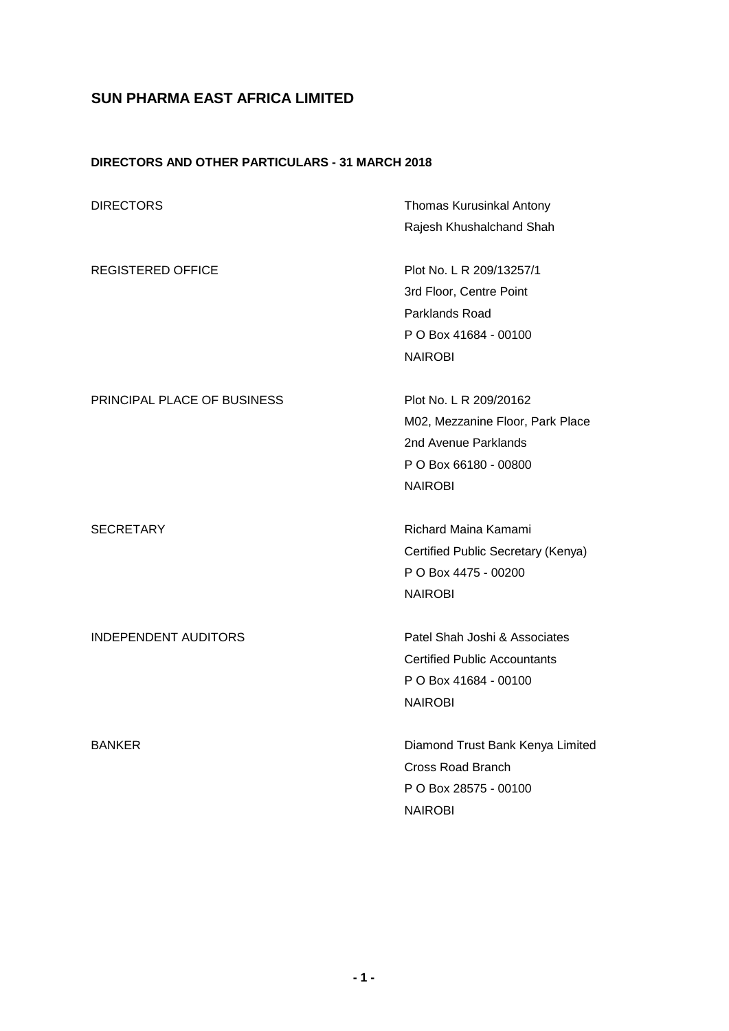# SUN PHARMA EAST AFRICA LIMITED

## DIRECTORS AND OTHER PARTICULARS - 31 MARCH 2018

| | |
|---|---|
| DIRECTORS | Thomas Kurusinkal Antony<br>Rajesh Khushalchand Shah |
| REGISTERED OFFICE | Plot No. L R 209/13257/1<br>3rd Floor, Centre Point<br>Parklands Road<br>P O Box 41684 - 00100<br>NAIROBI |
| PRINCIPAL PLACE OF BUSINESS | Plot No. L R 209/20162<br>M02, Mezzanine Floor, Park Place<br>2nd Avenue Parklands<br>P O Box 66180 - 00800<br>NAIROBI |
| SECRETARY | Richard Maina Kamami<br>Certified Public Secretary (Kenya)<br>P O Box 4475 - 00200<br>NAIROBI |
| INDEPENDENT AUDITORS | Patel Shah Joshi & Associates<br>Certified Public Accountants<br>P O Box 41684 - 00100<br>NAIROBI |
| BANKER | Diamond Trust Bank Kenya Limited<br>Cross Road Branch<br>P O Box 28575 - 00100<br>NAIROBI |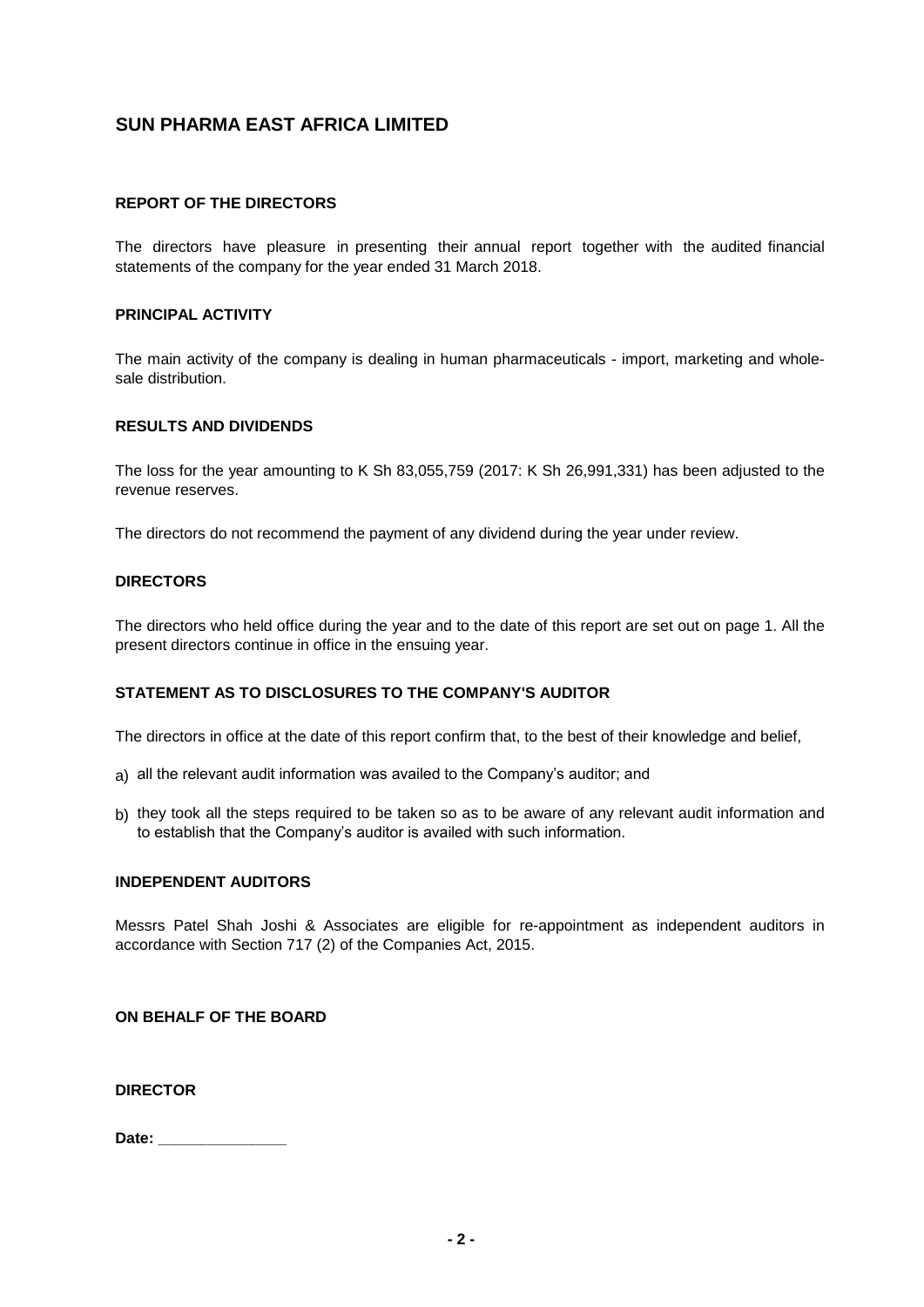# SUN PHARMA EAST AFRICA LIMITED

## REPORT OF THE DIRECTORS

The directors have pleasure in presenting their annual report together with the audited financial statements of the company for the year ended 31 March 2018.

### PRINCIPAL ACTIVITY

The main activity of the company is dealing in human pharmaceuticals - import, marketing and wholesale distribution.

### RESULTS AND DIVIDENDS

The loss for the year amounting to K Sh 83,055,759 (2017: K Sh 26,991,331) has been adjusted to the revenue reserves.

The directors do not recommend the payment of any dividend during the year under review.

### DIRECTORS

The directors who held office during the year and to the date of this report are set out on page 1. All the present directors continue in office in the ensuing year.

### STATEMENT AS TO DISCLOSURES TO THE COMPANY'S AUDITOR

The directors in office at the date of this report confirm that, to the best of their knowledge and belief,

a) all the relevant audit information was availed to the Company's auditor; and

b) they took all the steps required to be taken so as to be aware of any relevant audit information and to establish that the Company's auditor is availed with such information.

### INDEPENDENT AUDITORS

Messrs Patel Shah Joshi & Associates are eligible for re-appointment as independent auditors in accordance with Section 717 (2) of the Companies Act, 2015.

**ON BEHALF OF THE BOARD**

**DIRECTOR**

**Date:** _______________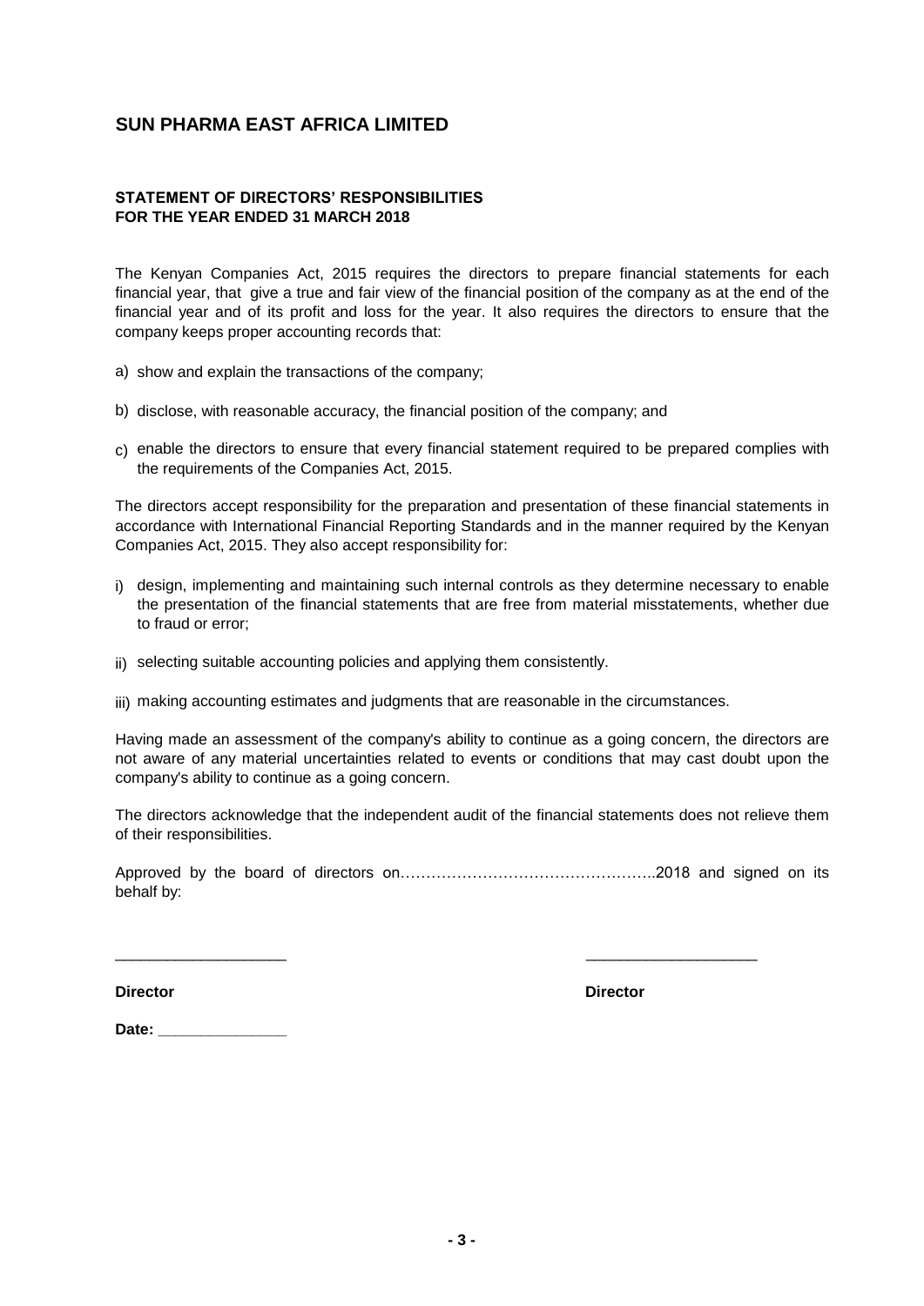# SUN PHARMA EAST AFRICA LIMITED

**STATEMENT OF DIRECTORS' RESPONSIBILITIES**
**FOR THE YEAR ENDED 31 MARCH 2018**

The Kenyan Companies Act, 2015 requires the directors to prepare financial statements for each financial year, that give a true and fair view of the financial position of the company as at the end of the financial year and of its profit and loss for the year. It also requires the directors to ensure that the company keeps proper accounting records that:

a) show and explain the transactions of the company;

b) disclose, with reasonable accuracy, the financial position of the company; and

c) enable the directors to ensure that every financial statement required to be prepared complies with the requirements of the Companies Act, 2015.

The directors accept responsibility for the preparation and presentation of these financial statements in accordance with International Financial Reporting Standards and in the manner required by the Kenyan Companies Act, 2015. They also accept responsibility for:

i) design, implementing and maintaining such internal controls as they determine necessary to enable the presentation of the financial statements that are free from material misstatements, whether due to fraud or error;

ii) selecting suitable accounting policies and applying them consistently.

iii) making accounting estimates and judgments that are reasonable in the circumstances.

Having made an assessment of the company's ability to continue as a going concern, the directors are not aware of any material uncertainties related to events or conditions that may cast doubt upon the company's ability to continue as a going concern.

The directors acknowledge that the independent audit of the financial statements does not relieve them of their responsibilities.

Approved by the board of directors on…………………………………………..2018 and signed on its behalf by:

\_\_\_\_\_\_\_\_\_\_\_\_\_\_\_\_\_\_\_\_ \_\_\_\_\_\_\_\_\_\_\_\_\_\_\_\_\_\_\_\_

**Director** **Director**

**Date: \_\_\_\_\_\_\_\_\_\_\_\_\_\_\_**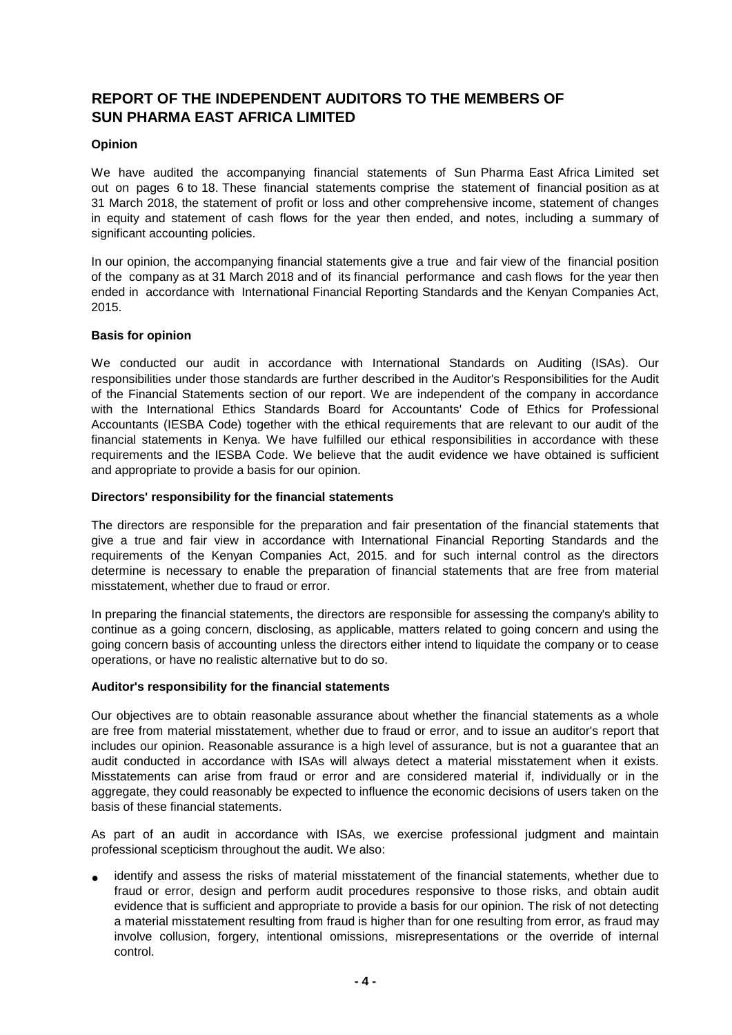# REPORT OF THE INDEPENDENT AUDITORS TO THE MEMBERS OF SUN PHARMA EAST AFRICA LIMITED

**Opinion**

We have audited the accompanying financial statements of Sun Pharma East Africa Limited set out on pages 6 to 18. These financial statements comprise the statement of financial position as at 31 March 2018, the statement of profit or loss and other comprehensive income, statement of changes in equity and statement of cash flows for the year then ended, and notes, including a summary of significant accounting policies.

In our opinion, the accompanying financial statements give a true and fair view of the financial position of the company as at 31 March 2018 and of its financial performance and cash flows for the year then ended in accordance with International Financial Reporting Standards and the Kenyan Companies Act, 2015.

**Basis for opinion**

We conducted our audit in accordance with International Standards on Auditing (ISAs). Our responsibilities under those standards are further described in the Auditor's Responsibilities for the Audit of the Financial Statements section of our report. We are independent of the company in accordance with the International Ethics Standards Board for Accountants' Code of Ethics for Professional Accountants (IESBA Code) together with the ethical requirements that are relevant to our audit of the financial statements in Kenya. We have fulfilled our ethical responsibilities in accordance with these requirements and the IESBA Code. We believe that the audit evidence we have obtained is sufficient and appropriate to provide a basis for our opinion.

**Directors' responsibility for the financial statements**

The directors are responsible for the preparation and fair presentation of the financial statements that give a true and fair view in accordance with International Financial Reporting Standards and the requirements of the Kenyan Companies Act, 2015. and for such internal control as the directors determine is necessary to enable the preparation of financial statements that are free from material misstatement, whether due to fraud or error.

In preparing the financial statements, the directors are responsible for assessing the company's ability to continue as a going concern, disclosing, as applicable, matters related to going concern and using the going concern basis of accounting unless the directors either intend to liquidate the company or to cease operations, or have no realistic alternative but to do so.

**Auditor's responsibility for the financial statements**

Our objectives are to obtain reasonable assurance about whether the financial statements as a whole are free from material misstatement, whether due to fraud or error, and to issue an auditor's report that includes our opinion. Reasonable assurance is a high level of assurance, but is not a guarantee that an audit conducted in accordance with ISAs will always detect a material misstatement when it exists. Misstatements can arise from fraud or error and are considered material if, individually or in the aggregate, they could reasonably be expected to influence the economic decisions of users taken on the basis of these financial statements.

As part of an audit in accordance with ISAs, we exercise professional judgment and maintain professional scepticism throughout the audit. We also:

- identify and assess the risks of material misstatement of the financial statements, whether due to fraud or error, design and perform audit procedures responsive to those risks, and obtain audit evidence that is sufficient and appropriate to provide a basis for our opinion. The risk of not detecting a material misstatement resulting from fraud is higher than for one resulting from error, as fraud may involve collusion, forgery, intentional omissions, misrepresentations or the override of internal control.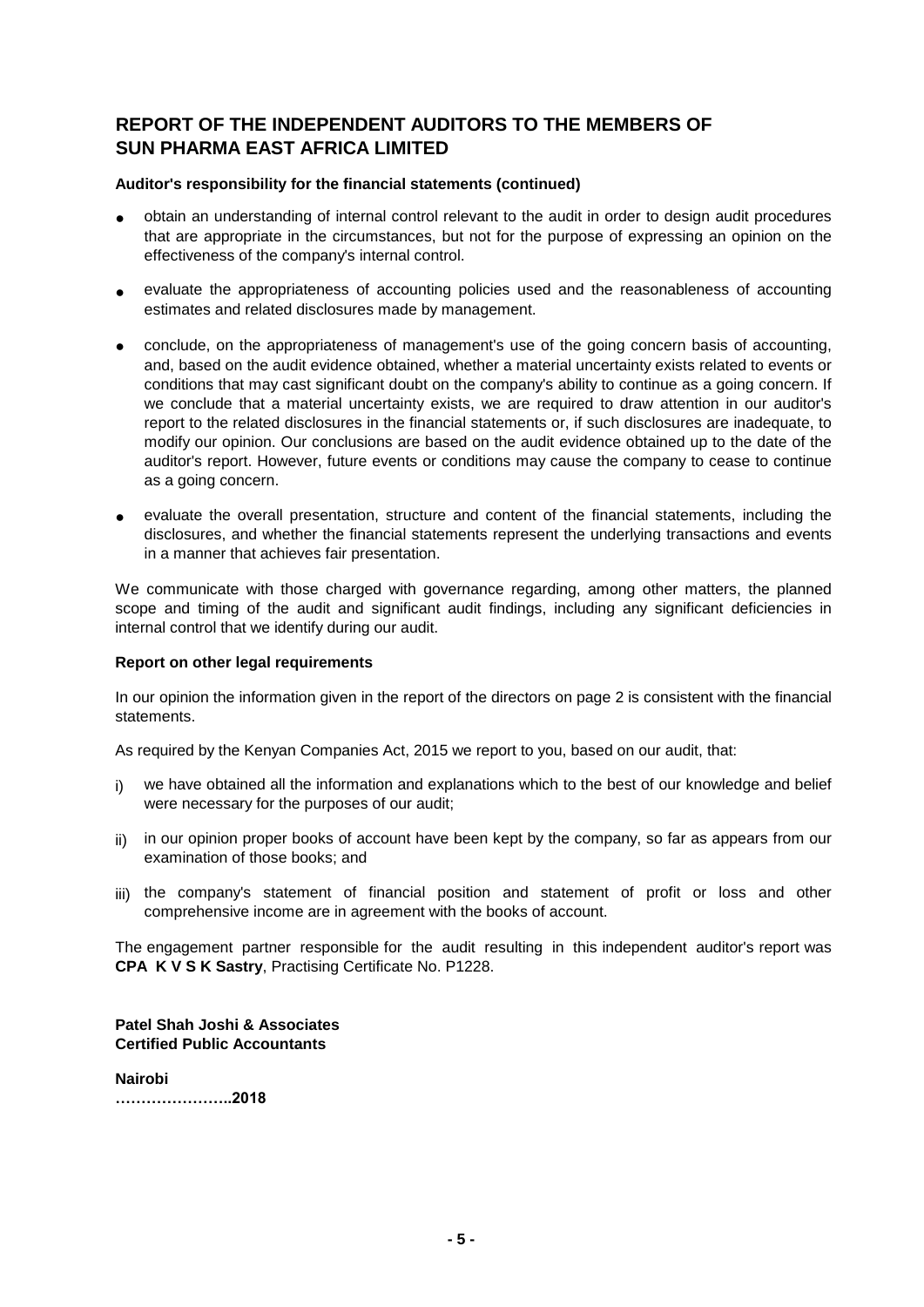# REPORT OF THE INDEPENDENT AUDITORS TO THE MEMBERS OF SUN PHARMA EAST AFRICA LIMITED

**Auditor's responsibility for the financial statements (continued)**

- obtain an understanding of internal control relevant to the audit in order to design audit procedures that are appropriate in the circumstances, but not for the purpose of expressing an opinion on the effectiveness of the company's internal control.
- evaluate the appropriateness of accounting policies used and the reasonableness of accounting estimates and related disclosures made by management.
- conclude, on the appropriateness of management's use of the going concern basis of accounting, and, based on the audit evidence obtained, whether a material uncertainty exists related to events or conditions that may cast significant doubt on the company's ability to continue as a going concern. If we conclude that a material uncertainty exists, we are required to draw attention in our auditor's report to the related disclosures in the financial statements or, if such disclosures are inadequate, to modify our opinion. Our conclusions are based on the audit evidence obtained up to the date of the auditor's report. However, future events or conditions may cause the company to cease to continue as a going concern.
- evaluate the overall presentation, structure and content of the financial statements, including the disclosures, and whether the financial statements represent the underlying transactions and events in a manner that achieves fair presentation.

We communicate with those charged with governance regarding, among other matters, the planned scope and timing of the audit and significant audit findings, including any significant deficiencies in internal control that we identify during our audit.

**Report on other legal requirements**

In our opinion the information given in the report of the directors on page 2 is consistent with the financial statements.

As required by the Kenyan Companies Act, 2015 we report to you, based on our audit, that:

i) we have obtained all the information and explanations which to the best of our knowledge and belief were necessary for the purposes of our audit;

ii) in our opinion proper books of account have been kept by the company, so far as appears from our examination of those books; and

iii) the company's statement of financial position and statement of profit or loss and other comprehensive income are in agreement with the books of account.

The engagement partner responsible for the audit resulting in this independent auditor's report was **CPA K V S K Sastry**, Practising Certificate No. P1228.

**Patel Shah Joshi & Associates**
**Certified Public Accountants**

**Nairobi**
**…………………..2018**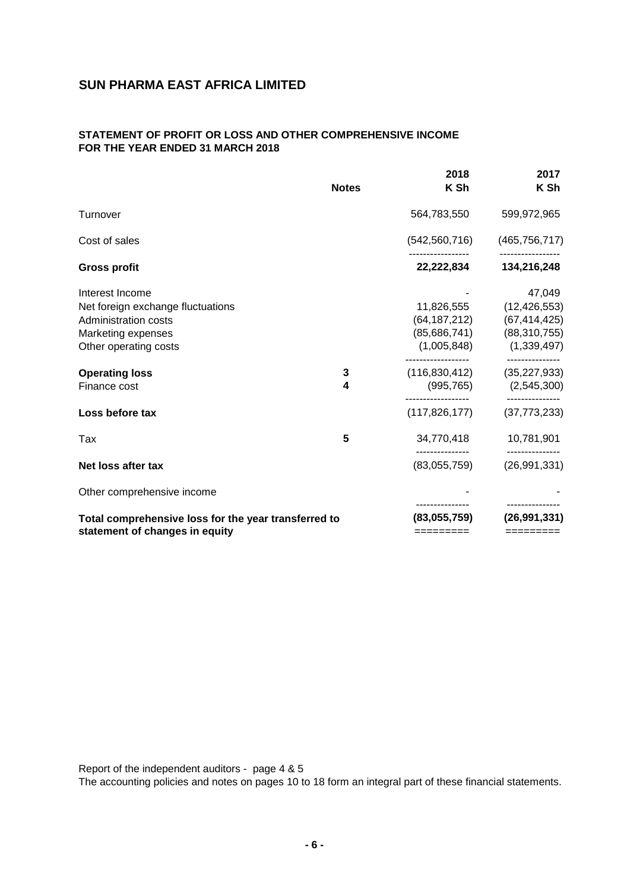## SUN PHARMA EAST AFRICA LIMITED

### STATEMENT OF PROFIT OR LOSS AND OTHER COMPREHENSIVE INCOME FOR THE YEAR ENDED 31 MARCH 2018

| | Notes | 2018 K Sh | 2017 K Sh |
|---|---|---|---|
| Turnover | | 564,783,550 | 599,972,965 |
| Cost of sales | | (542,560,716) | (465,756,717) |
| **Gross profit** | | **22,222,834** | **134,216,248** |
| Interest Income | | - | 47,049 |
| Net foreign exchange fluctuations | | 11,826,555 | (12,426,553) |
| Administration costs | | (64,187,212) | (67,414,425) |
| Marketing expenses | | (85,686,741) | (88,310,755) |
| Other operating costs | | (1,005,848) | (1,339,497) |
| **Operating loss** | **3** | (116,830,412) | (35,227,933) |
| Finance cost | **4** | (995,765) | (2,545,300) |
| **Loss before tax** | | (117,826,177) | (37,773,233) |
| Tax | **5** | 34,770,418 | 10,781,901 |
| **Net loss after tax** | | (83,055,759) | (26,991,331) |
| Other comprehensive income | | - | - |
| **Total comprehensive loss for the year transferred to statement of changes in equity** | | **(83,055,759)** | **(26,991,331)** |

Report of the independent auditors - page 4 & 5

The accounting policies and notes on pages 10 to 18 form an integral part of these financial statements.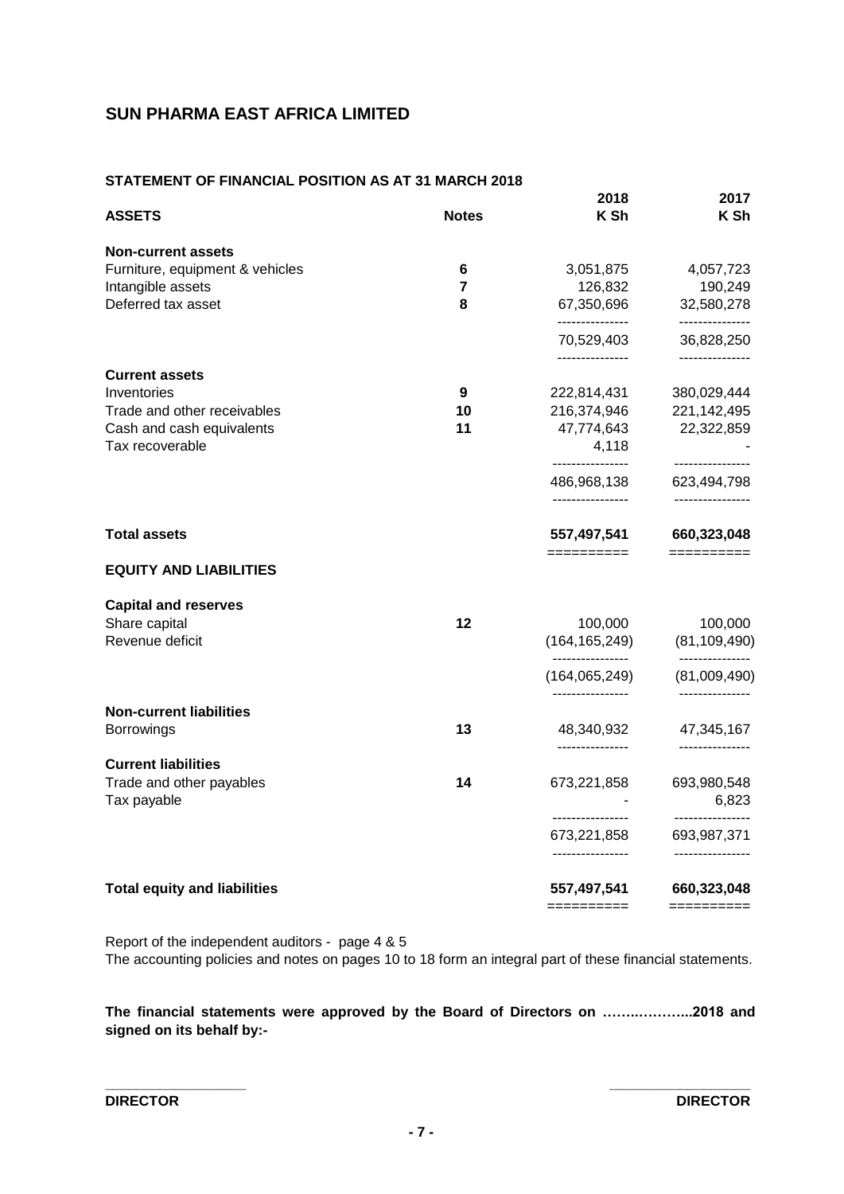## SUN PHARMA EAST AFRICA LIMITED

### STATEMENT OF FINANCIAL POSITION AS AT 31 MARCH 2018

| ASSETS | Notes | 2018 K Sh | 2017 K Sh |
|---|---|---|---|
| **Non-current assets** | | | |
| Furniture, equipment & vehicles | 6 | 3,051,875 | 4,057,723 |
| Intangible assets | 7 | 126,832 | 190,249 |
| Deferred tax asset | 8 | 67,350,696 | 32,580,278 |
| | | 70,529,403 | 36,828,250 |
| **Current assets** | | | |
| Inventories | 9 | 222,814,431 | 380,029,444 |
| Trade and other receivables | 10 | 216,374,946 | 221,142,495 |
| Cash and cash equivalents | 11 | 47,774,643 | 22,322,859 |
| Tax recoverable | | 4,118 | - |
| | | 486,968,138 | 623,494,798 |
| **Total assets** | | **557,497,541** | **660,323,048** |
| **EQUITY AND LIABILITIES** | | | |
| **Capital and reserves** | | | |
| Share capital | 12 | 100,000 | 100,000 |
| Revenue deficit | | (164,165,249) | (81,109,490) |
| | | (164,065,249) | (81,009,490) |
| **Non-current liabilities** | | | |
| Borrowings | 13 | 48,340,932 | 47,345,167 |
| **Current liabilities** | | | |
| Trade and other payables | 14 | 673,221,858 | 693,980,548 |
| Tax payable | | - | 6,823 |
| | | 673,221,858 | 693,987,371 |
| **Total equity and liabilities** | | **557,497,541** | **660,323,048** |

Report of the independent auditors - page 4 & 5

The accounting policies and notes on pages 10 to 18 form an integral part of these financial statements.

**The financial statements were approved by the Board of Directors on ……..………..2018 and signed on its behalf by:-**

\_\_\_\_\_\_\_\_\_\_\_\_\_\_\_\_\_\_ \_\_\_\_\_\_\_\_\_\_\_\_\_\_\_\_\_\_

**DIRECTOR** **DIRECTOR**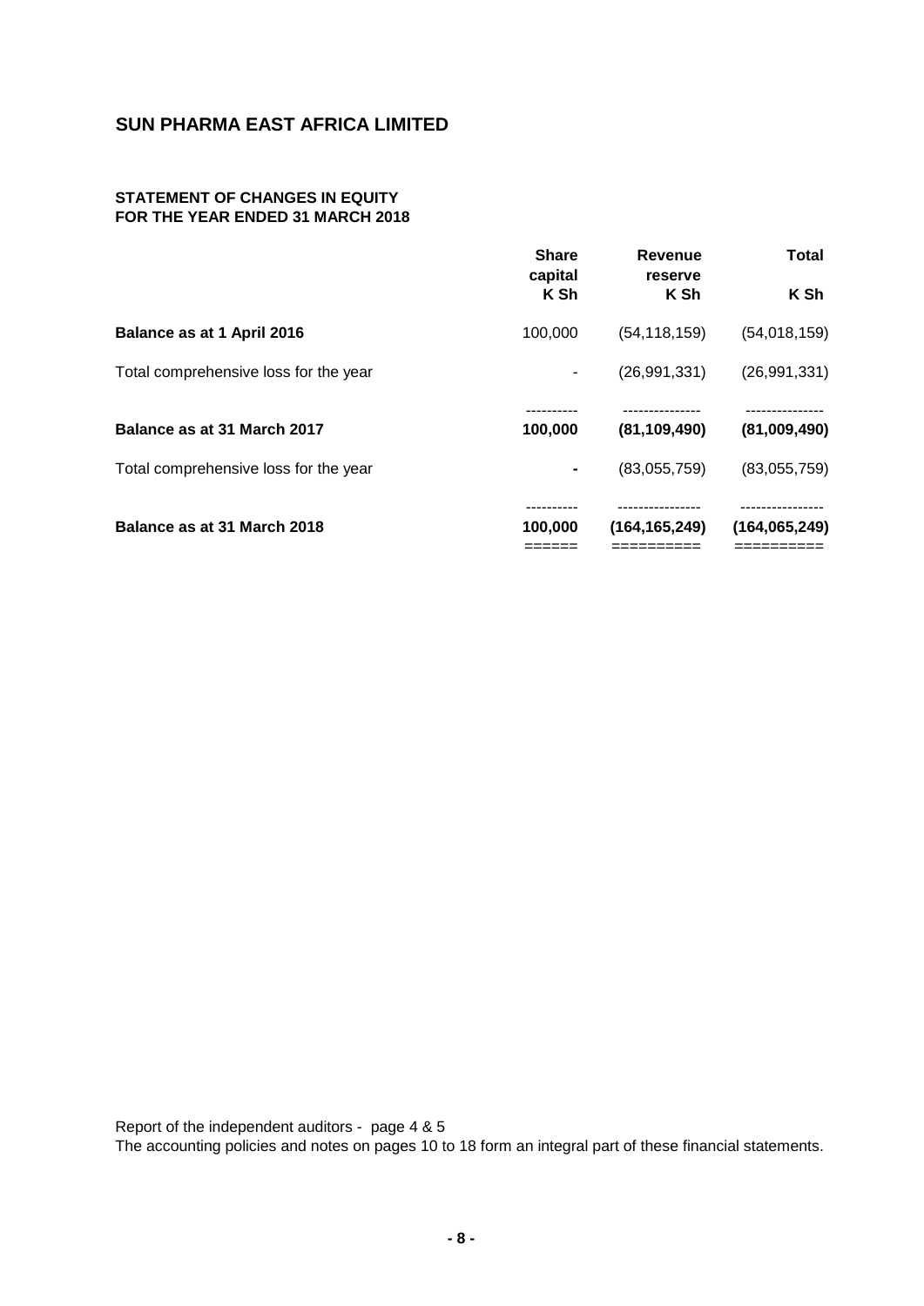# SUN PHARMA EAST AFRICA LIMITED

## STATEMENT OF CHANGES IN EQUITY
## FOR THE YEAR ENDED 31 MARCH 2018

| | Share capital K Sh | Revenue reserve K Sh | Total K Sh |
|---|---|---|---|
| **Balance as at 1 April 2016** | 100,000 | (54,118,159) | (54,018,159) |
| Total comprehensive loss for the year | - | (26,991,331) | (26,991,331) |
| **Balance as at 31 March 2017** | **100,000** | **(81,109,490)** | **(81,009,490)** |
| Total comprehensive loss for the year | **-** | (83,055,759) | (83,055,759) |
| **Balance as at 31 March 2018** | **100,000** | **(164,165,249)** | **(164,065,249)** |

Report of the independent auditors - page 4 & 5
The accounting policies and notes on pages 10 to 18 form an integral part of these financial statements.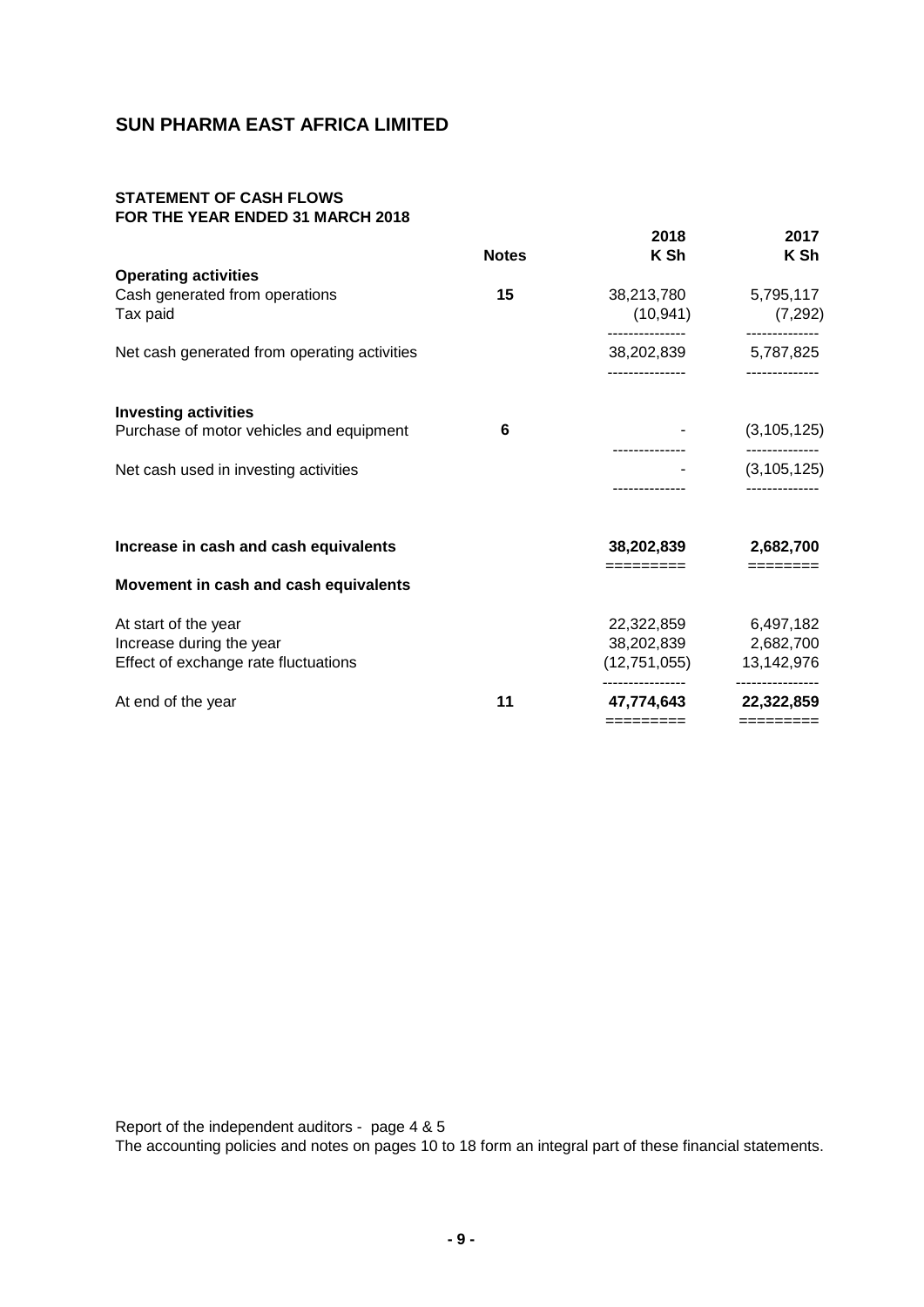# SUN PHARMA EAST AFRICA LIMITED

## STATEMENT OF CASH FLOWS
## FOR THE YEAR ENDED 31 MARCH 2018

| | Notes | 2018<br>K Sh | 2017<br>K Sh |
|---|---|---|---|
| **Operating activities** | | | |
| Cash generated from operations | **15** | 38,213,780 | 5,795,117 |
| Tax paid | | (10,941) | (7,292) |
| Net cash generated from operating activities | | 38,202,839 | 5,787,825 |
| **Investing activities** | | | |
| Purchase of motor vehicles and equipment | **6** | - | (3,105,125) |
| Net cash used in investing activities | | - | (3,105,125) |
| **Increase in cash and cash equivalents** | | **38,202,839** | **2,682,700** |
| **Movement in cash and cash equivalents** | | | |
| At start of the year | | 22,322,859 | 6,497,182 |
| Increase during the year | | 38,202,839 | 2,682,700 |
| Effect of exchange rate fluctuations | | (12,751,055) | 13,142,976 |
| At end of the year | **11** | **47,774,643** | **22,322,859** |

Report of the independent auditors - page 4 & 5

The accounting policies and notes on pages 10 to 18 form an integral part of these financial statements.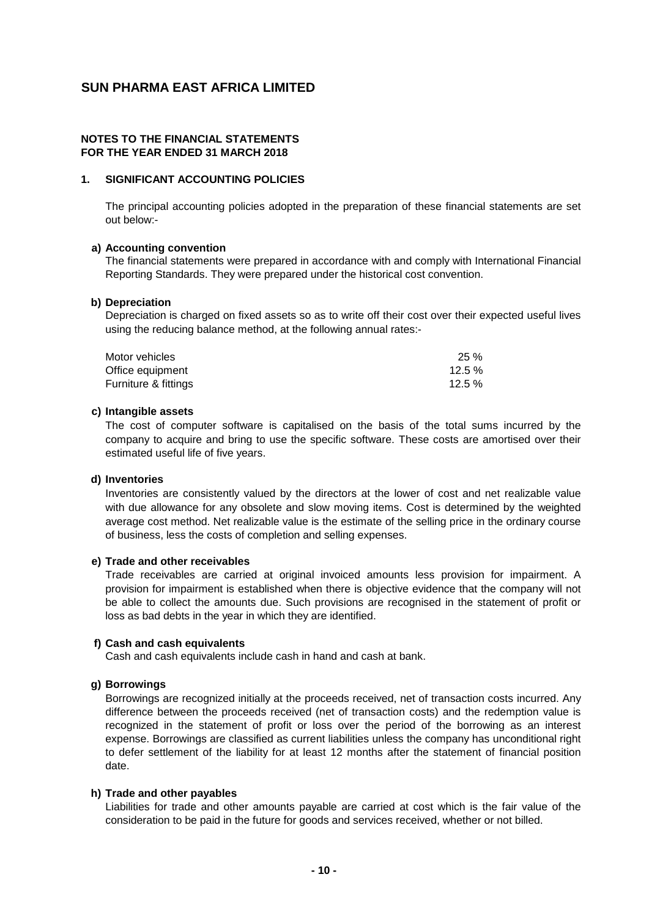# SUN PHARMA EAST AFRICA LIMITED

**NOTES TO THE FINANCIAL STATEMENTS**
**FOR THE YEAR ENDED 31 MARCH 2018**

## 1. SIGNIFICANT ACCOUNTING POLICIES

The principal accounting policies adopted in the preparation of these financial statements are set out below:-

### a) Accounting convention

The financial statements were prepared in accordance with and comply with International Financial Reporting Standards. They were prepared under the historical cost convention.

### b) Depreciation

Depreciation is charged on fixed assets so as to write off their cost over their expected useful lives using the reducing balance method, at the following annual rates:-

| | |
|---|---|
| Motor vehicles | 25 % |
| Office equipment | 12.5 % |
| Furniture & fittings | 12.5 % |

### c) Intangible assets

The cost of computer software is capitalised on the basis of the total sums incurred by the company to acquire and bring to use the specific software. These costs are amortised over their estimated useful life of five years.

### d) Inventories

Inventories are consistently valued by the directors at the lower of cost and net realizable value with due allowance for any obsolete and slow moving items. Cost is determined by the weighted average cost method. Net realizable value is the estimate of the selling price in the ordinary course of business, less the costs of completion and selling expenses.

### e) Trade and other receivables

Trade receivables are carried at original invoiced amounts less provision for impairment. A provision for impairment is established when there is objective evidence that the company will not be able to collect the amounts due. Such provisions are recognised in the statement of profit or loss as bad debts in the year in which they are identified.

### f) Cash and cash equivalents

Cash and cash equivalents include cash in hand and cash at bank.

### g) Borrowings

Borrowings are recognized initially at the proceeds received, net of transaction costs incurred. Any difference between the proceeds received (net of transaction costs) and the redemption value is recognized in the statement of profit or loss over the period of the borrowing as an interest expense. Borrowings are classified as current liabilities unless the company has unconditional right to defer settlement of the liability for at least 12 months after the statement of financial position date.

### h) Trade and other payables

Liabilities for trade and other amounts payable are carried at cost which is the fair value of the consideration to be paid in the future for goods and services received, whether or not billed.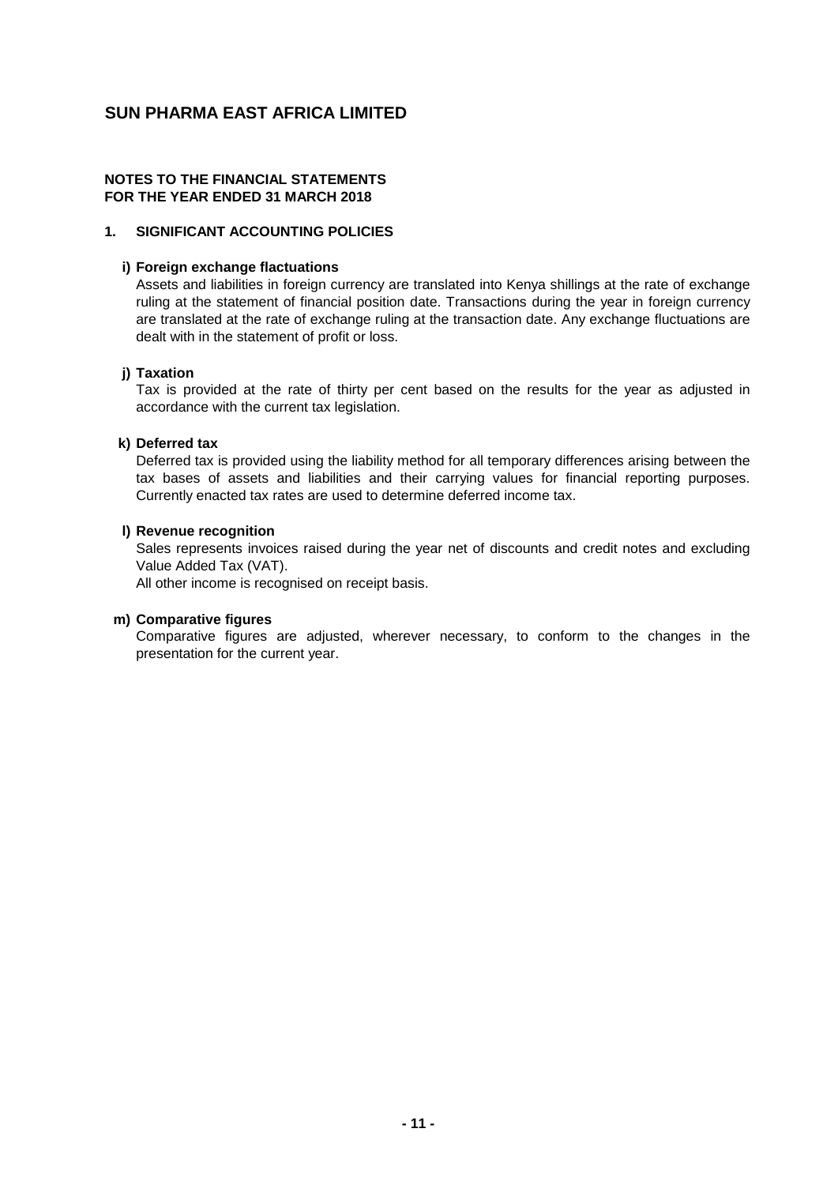# SUN PHARMA EAST AFRICA LIMITED

## NOTES TO THE FINANCIAL STATEMENTS FOR THE YEAR ENDED 31 MARCH 2018

### 1. SIGNIFICANT ACCOUNTING POLICIES

**i) Foreign exchange flactuations**

Assets and liabilities in foreign currency are translated into Kenya shillings at the rate of exchange ruling at the statement of financial position date. Transactions during the year in foreign currency are translated at the rate of exchange ruling at the transaction date. Any exchange fluctuations are dealt with in the statement of profit or loss.

**j) Taxation**

Tax is provided at the rate of thirty per cent based on the results for the year as adjusted in accordance with the current tax legislation.

**k) Deferred tax**

Deferred tax is provided using the liability method for all temporary differences arising between the tax bases of assets and liabilities and their carrying values for financial reporting purposes. Currently enacted tax rates are used to determine deferred income tax.

**l) Revenue recognition**

Sales represents invoices raised during the year net of discounts and credit notes and excluding Value Added Tax (VAT).

All other income is recognised on receipt basis.

**m) Comparative figures**

Comparative figures are adjusted, wherever necessary, to conform to the changes in the presentation for the current year.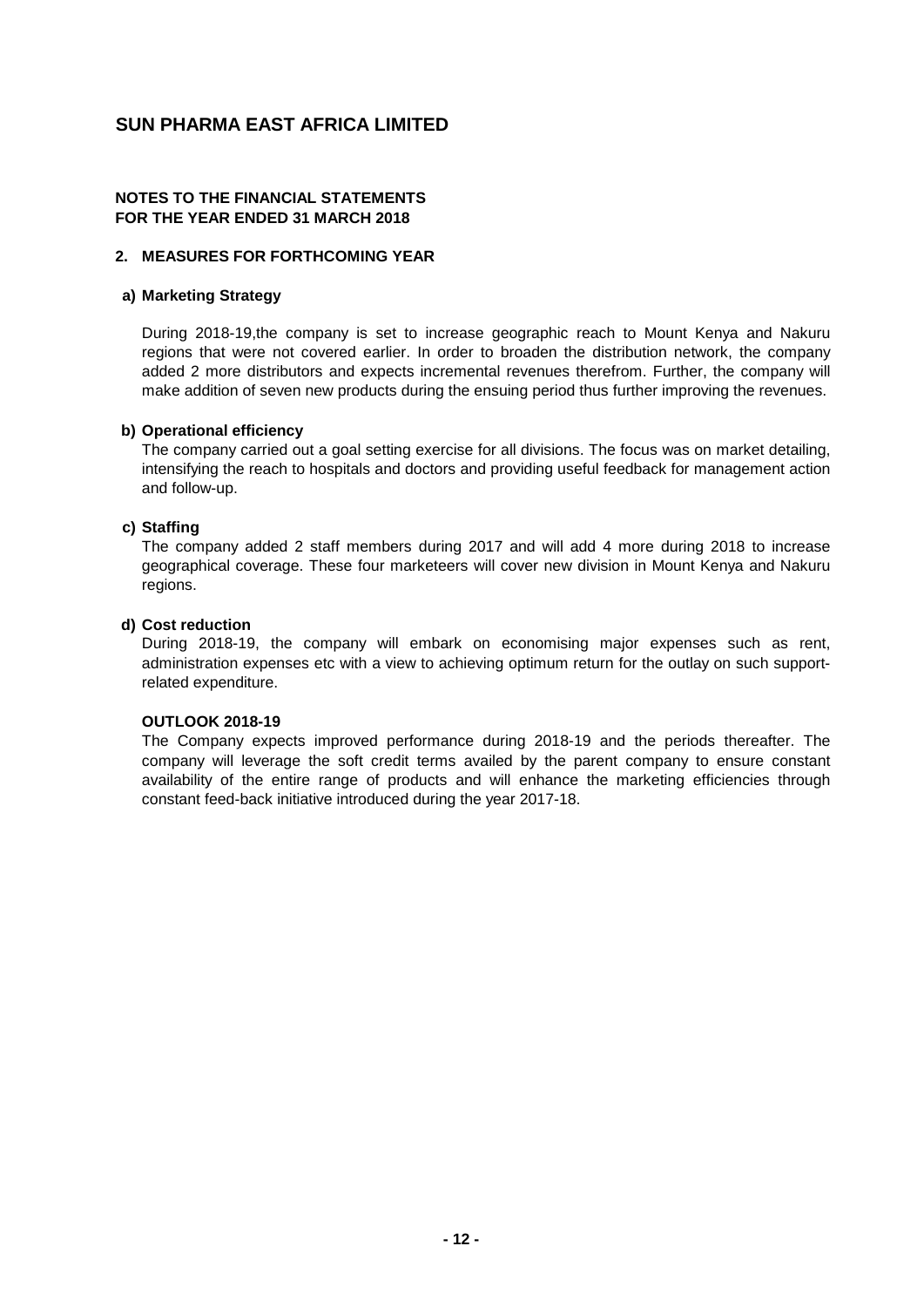# SUN PHARMA EAST AFRICA LIMITED

**NOTES TO THE FINANCIAL STATEMENTS**
**FOR THE YEAR ENDED 31 MARCH 2018**

## 2. MEASURES FOR FORTHCOMING YEAR

### a) Marketing Strategy

During 2018-19,the company is set to increase geographic reach to Mount Kenya and Nakuru regions that were not covered earlier. In order to broaden the distribution network, the company added 2 more distributors and expects incremental revenues therefrom. Further, the company will make addition of seven new products during the ensuing period thus further improving the revenues.

### b) Operational efficiency

The company carried out a goal setting exercise for all divisions. The focus was on market detailing, intensifying the reach to hospitals and doctors and providing useful feedback for management action and follow-up.

### c) Staffing

The company added 2 staff members during 2017 and will add 4 more during 2018 to increase geographical coverage. These four marketeers will cover new division in Mount Kenya and Nakuru regions.

### d) Cost reduction

During 2018-19, the company will embark on economising major expenses such as rent, administration expenses etc with a view to achieving optimum return for the outlay on such support-related expenditure.

### OUTLOOK 2018-19

The Company expects improved performance during 2018-19 and the periods thereafter. The company will leverage the soft credit terms availed by the parent company to ensure constant availability of the entire range of products and will enhance the marketing efficiencies through constant feed-back initiative introduced during the year 2017-18.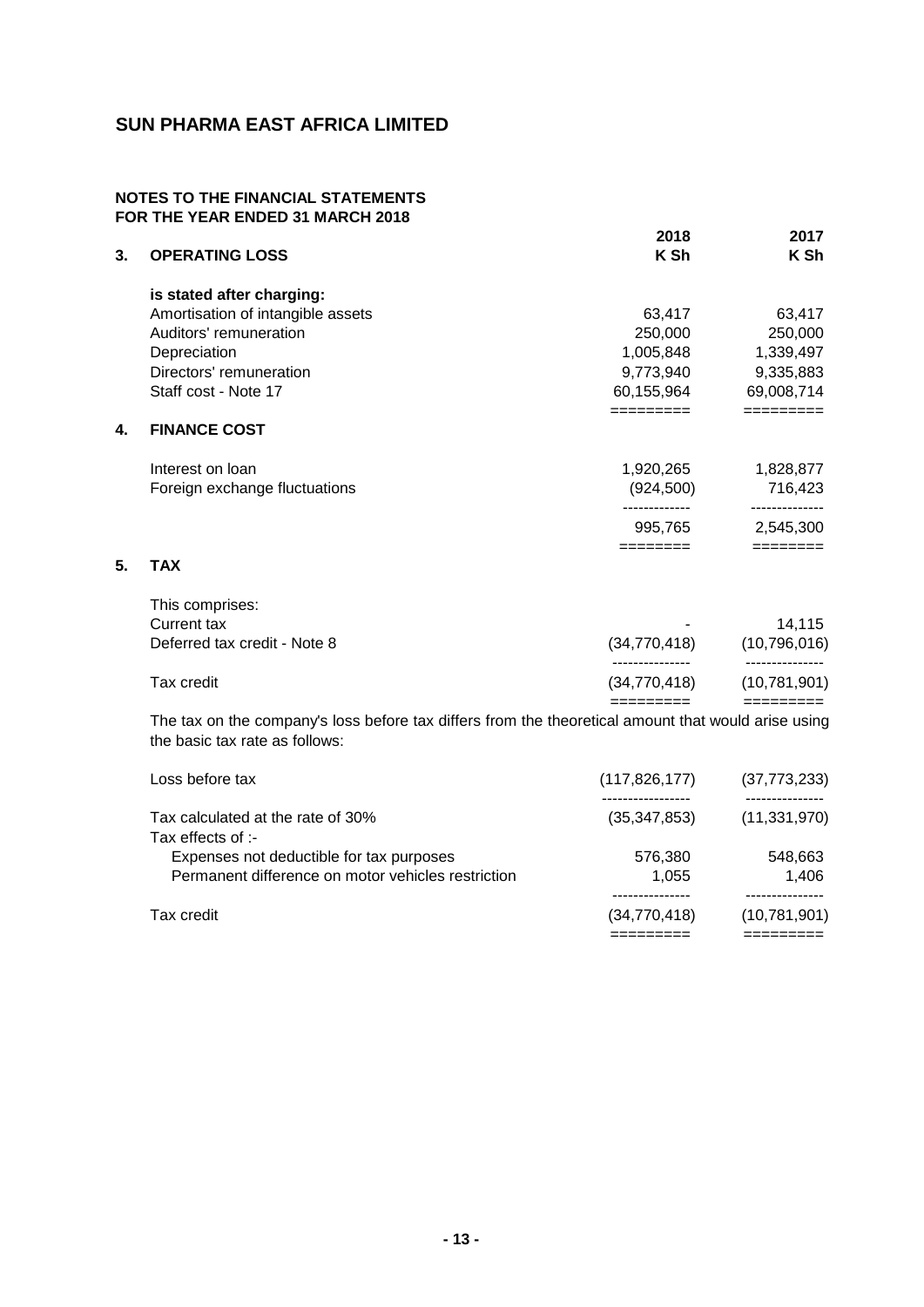# SUN PHARMA EAST AFRICA LIMITED

**NOTES TO THE FINANCIAL STATEMENTS**
**FOR THE YEAR ENDED 31 MARCH 2018**

## 3. OPERATING LOSS

| | 2018<br>K Sh | 2017<br>K Sh |
|---|---|---|
| **is stated after charging:** | | |
| Amortisation of intangible assets | 63,417 | 63,417 |
| Auditors' remuneration | 250,000 | 250,000 |
| Depreciation | 1,005,848 | 1,339,497 |
| Directors' remuneration | 9,773,940 | 9,335,883 |
| Staff cost - Note 17 | 60,155,964 | 69,008,714 |

## 4. FINANCE COST

| | 2018<br>K Sh | 2017<br>K Sh |
|---|---|---|
| Interest on loan | 1,920,265 | 1,828,877 |
| Foreign exchange fluctuations | (924,500) | 716,423 |
| | 995,765 | 2,545,300 |

## 5. TAX

| | 2018<br>K Sh | 2017<br>K Sh |
|---|---|---|
| This comprises: | | |
| Current tax | - | 14,115 |
| Deferred tax credit - Note 8 | (34,770,418) | (10,796,016) |
| Tax credit | (34,770,418) | (10,781,901) |

The tax on the company's loss before tax differs from the theoretical amount that would arise using the basic tax rate as follows:

| | 2018<br>K Sh | 2017<br>K Sh |
|---|---|---|
| Loss before tax | (117,826,177) | (37,773,233) |
| Tax calculated at the rate of 30% | (35,347,853) | (11,331,970) |
| Tax effects of :- | | |
| Expenses not deductible for tax purposes | 576,380 | 548,663 |
| Permanent difference on motor vehicles restriction | 1,055 | 1,406 |
| Tax credit | (34,770,418) | (10,781,901) |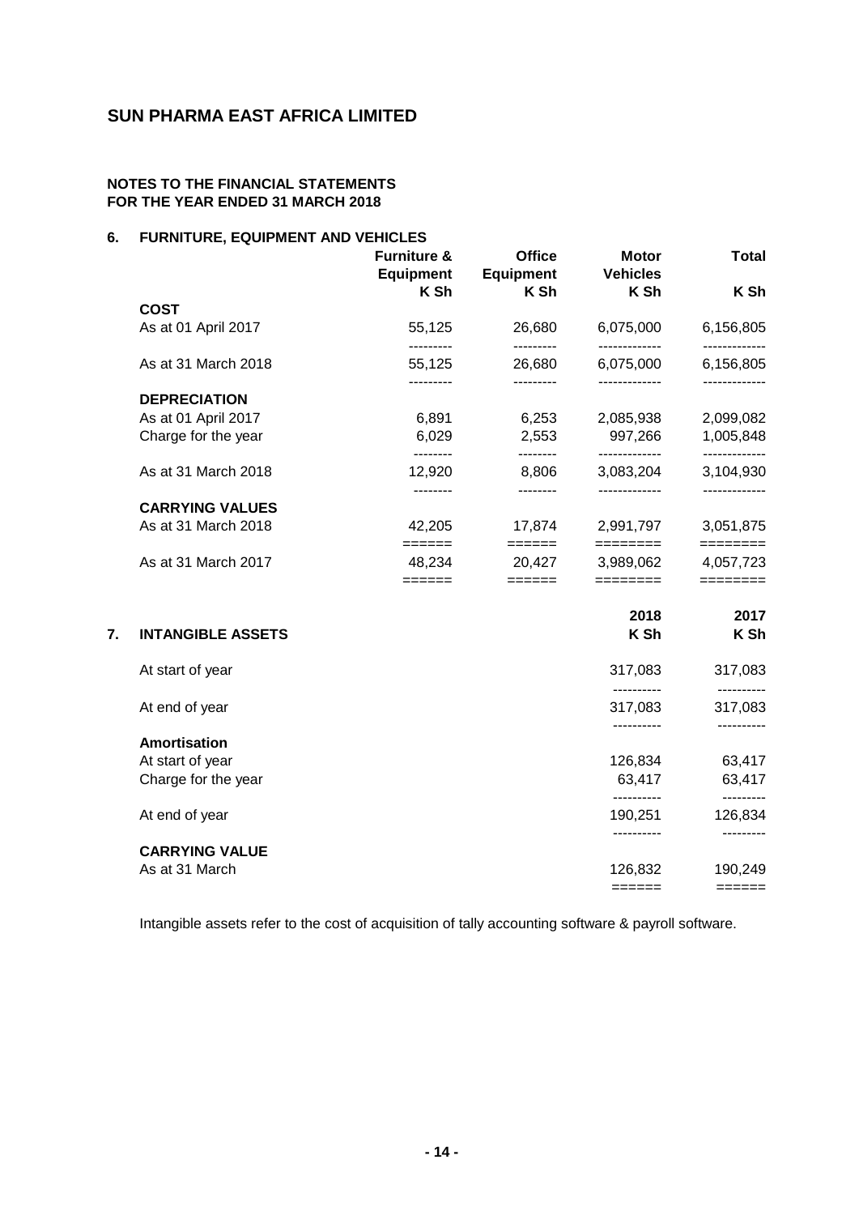## SUN PHARMA EAST AFRICA LIMITED

**NOTES TO THE FINANCIAL STATEMENTS**
**FOR THE YEAR ENDED 31 MARCH 2018**

### 6. FURNITURE, EQUIPMENT AND VEHICLES

| | Furniture & Equipment K Sh | Office Equipment K Sh | Motor Vehicles K Sh | Total K Sh |
|---|---|---|---|---|
| **COST** | | | | |
| As at 01 April 2017 | 55,125 | 26,680 | 6,075,000 | 6,156,805 |
| As at 31 March 2018 | 55,125 | 26,680 | 6,075,000 | 6,156,805 |
| **DEPRECIATION** | | | | |
| As at 01 April 2017 | 6,891 | 6,253 | 2,085,938 | 2,099,082 |
| Charge for the year | 6,029 | 2,553 | 997,266 | 1,005,848 |
| As at 31 March 2018 | 12,920 | 8,806 | 3,083,204 | 3,104,930 |
| **CARRYING VALUES** | | | | |
| As at 31 March 2018 | 42,205 | 17,874 | 2,991,797 | 3,051,875 |
| As at 31 March 2017 | 48,234 | 20,427 | 3,989,062 | 4,057,723 |

### 7. INTANGIBLE ASSETS

| | 2018 K Sh | 2017 K Sh |
|---|---|---|
| At start of year | 317,083 | 317,083 |
| At end of year | 317,083 | 317,083 |
| **Amortisation** | | |
| At start of year | 126,834 | 63,417 |
| Charge for the year | 63,417 | 63,417 |
| At end of year | 190,251 | 126,834 |
| **CARRYING VALUE** | | |
| As at 31 March | 126,832 | 190,249 |

Intangible assets refer to the cost of acquisition of tally accounting software & payroll software.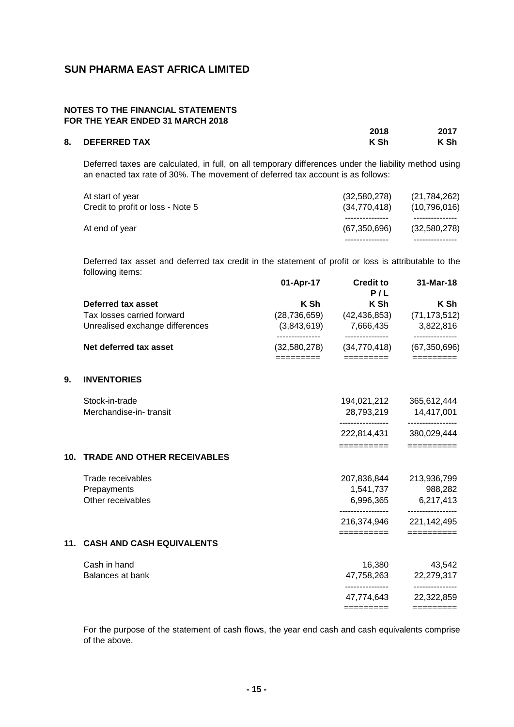## SUN PHARMA EAST AFRICA LIMITED

**NOTES TO THE FINANCIAL STATEMENTS**
**FOR THE YEAR ENDED 31 MARCH 2018**

| | **2018** | **2017** |
|---|---|---|
| **8. DEFERRED TAX** | **K Sh** | **K Sh** |

Deferred taxes are calculated, in full, on all temporary differences under the liability method using an enacted tax rate of 30%. The movement of deferred tax account is as follows:

| | 2018 | 2017 |
|---|---|---|
| At start of year | (32,580,278) | (21,784,262) |
| Credit to profit or loss - Note 5 | (34,770,418) | (10,796,016) |
| At end of year | (67,350,696) | (32,580,278) |

Deferred tax asset and deferred tax credit in the statement of profit or loss is attributable to the following items:

| | **01-Apr-17** | **Credit to P / L** | **31-Mar-18** |
|---|---|---|---|
| **Deferred tax asset** | **K Sh** | **K Sh** | **K Sh** |
| Tax losses carried forward | (28,736,659) | (42,436,853) | (71,173,512) |
| Unrealised exchange differences | (3,843,619) | 7,666,435 | 3,822,816 |
| **Net deferred tax asset** | (32,580,278) | (34,770,418) | (67,350,696) |

## 9. INVENTORIES

| | 2018 | 2017 |
|---|---|---|
| Stock-in-trade | 194,021,212 | 365,612,444 |
| Merchandise-in- transit | 28,793,219 | 14,417,001 |
| | 222,814,431 | 380,029,444 |

## 10. TRADE AND OTHER RECEIVABLES

| | 2018 | 2017 |
|---|---|---|
| Trade receivables | 207,836,844 | 213,936,799 |
| Prepayments | 1,541,737 | 988,282 |
| Other receivables | 6,996,365 | 6,217,413 |
| | 216,374,946 | 221,142,495 |

## 11. CASH AND CASH EQUIVALENTS

| | 2018 | 2017 |
|---|---|---|
| Cash in hand | 16,380 | 43,542 |
| Balances at bank | 47,758,263 | 22,279,317 |
| | 47,774,643 | 22,322,859 |

For the purpose of the statement of cash flows, the year end cash and cash equivalents comprise of the above.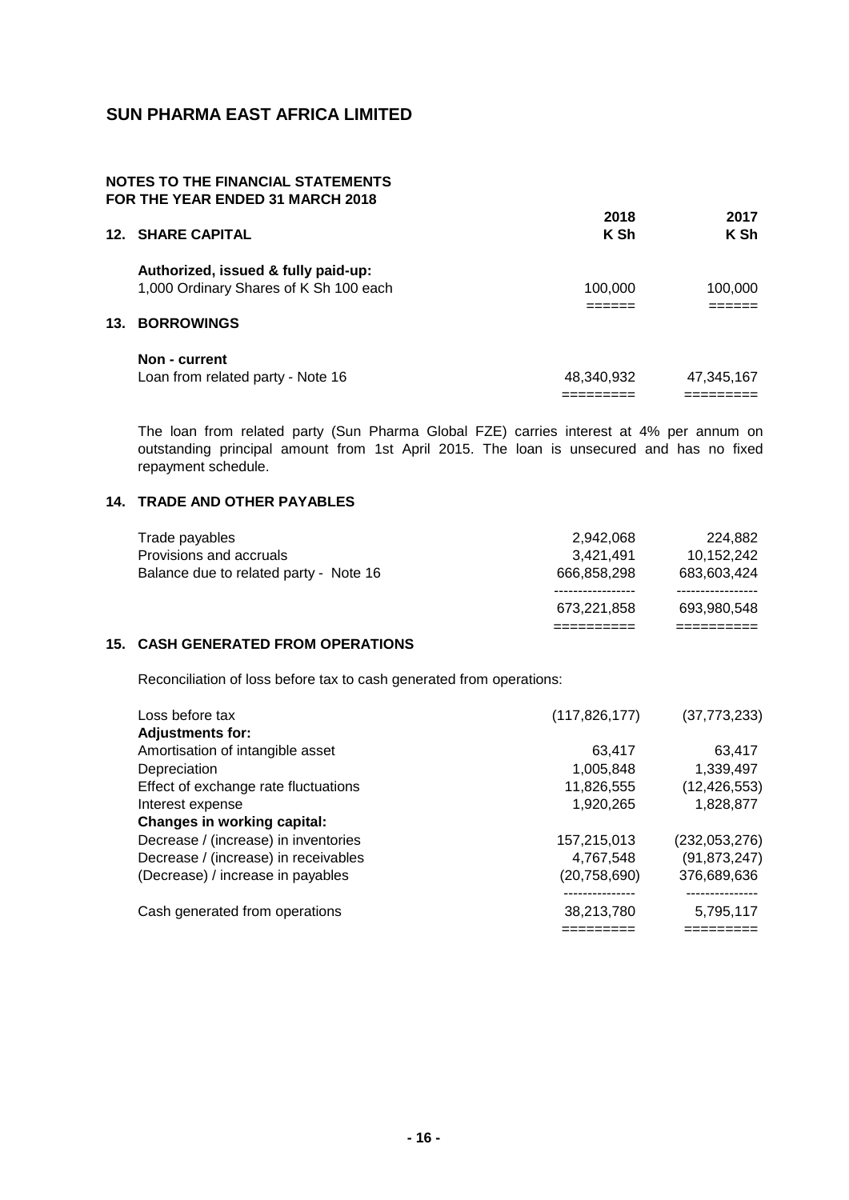# SUN PHARMA EAST AFRICA LIMITED

**NOTES TO THE FINANCIAL STATEMENTS**
**FOR THE YEAR ENDED 31 MARCH 2018**

## 12. SHARE CAPITAL

| | 2018 K Sh | 2017 K Sh |
|---|---|---|
| **Authorized, issued & fully paid-up:** | | |
| 1,000 Ordinary Shares of K Sh 100 each | 100,000 | 100,000 |

## 13. BORROWINGS

| | 2018 K Sh | 2017 K Sh |
|---|---|---|
| **Non - current** | | |
| Loan from related party - Note 16 | 48,340,932 | 47,345,167 |

The loan from related party (Sun Pharma Global FZE) carries interest at 4% per annum on outstanding principal amount from 1st April 2015. The loan is unsecured and has no fixed repayment schedule.

## 14. TRADE AND OTHER PAYABLES

| | 2018 K Sh | 2017 K Sh |
|---|---|---|
| Trade payables | 2,942,068 | 224,882 |
| Provisions and accruals | 3,421,491 | 10,152,242 |
| Balance due to related party - Note 16 | 666,858,298 | 683,603,424 |
| | 673,221,858 | 693,980,548 |

## 15. CASH GENERATED FROM OPERATIONS

Reconciliation of loss before tax to cash generated from operations:

| | 2018 K Sh | 2017 K Sh |
|---|---|---|
| Loss before tax | (117,826,177) | (37,773,233) |
| **Adjustments for:** | | |
| Amortisation of intangible asset | 63,417 | 63,417 |
| Depreciation | 1,005,848 | 1,339,497 |
| Effect of exchange rate fluctuations | 11,826,555 | (12,426,553) |
| Interest expense | 1,920,265 | 1,828,877 |
| **Changes in working capital:** | | |
| Decrease / (increase) in inventories | 157,215,013 | (232,053,276) |
| Decrease / (increase) in receivables | 4,767,548 | (91,873,247) |
| (Decrease) / increase in payables | (20,758,690) | 376,689,636 |
| Cash generated from operations | 38,213,780 | 5,795,117 |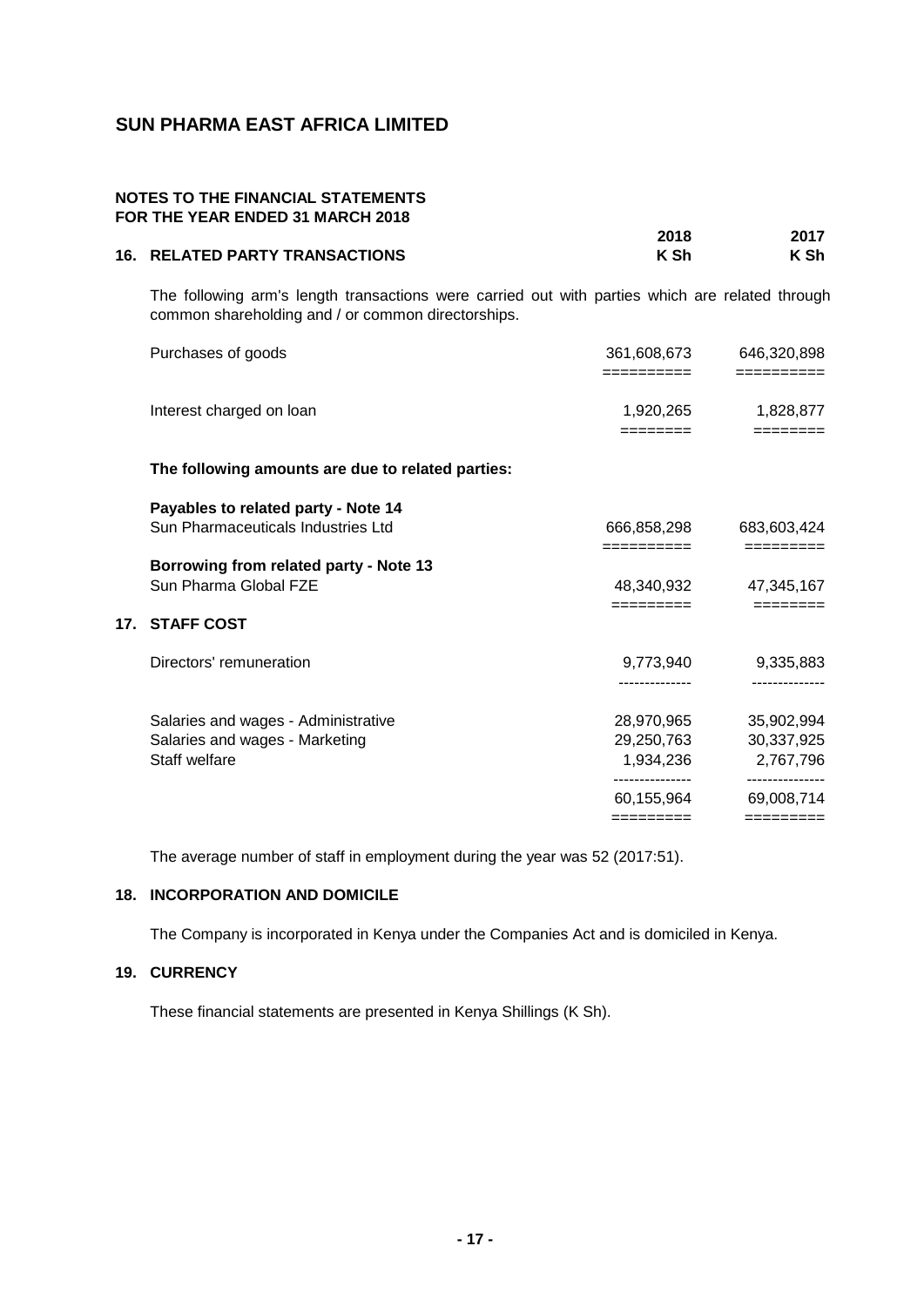# SUN PHARMA EAST AFRICA LIMITED

## NOTES TO THE FINANCIAL STATEMENTS
## FOR THE YEAR ENDED 31 MARCH 2018

### 16. RELATED PARTY TRANSACTIONS

| | 2018<br>K Sh | 2017<br>K Sh |
|---|---|---|

The following arm's length transactions were carried out with parties which are related through common shareholding and / or common directorships.

| | 2018<br>K Sh | 2017<br>K Sh |
|---|---|---|
| Purchases of goods | 361,608,673 | 646,320,898 |
| Interest charged on loan | 1,920,265 | 1,828,877 |

**The following amounts are due to related parties:**

| | 2018<br>K Sh | 2017<br>K Sh |
|---|---|---|
| **Payables to related party - Note 14** | | |
| Sun Pharmaceuticals Industries Ltd | 666,858,298 | 683,603,424 |
| **Borrowing from related party - Note 13** | | |
| Sun Pharma Global FZE | 48,340,932 | 47,345,167 |

### 17. STAFF COST

| | 2018<br>K Sh | 2017<br>K Sh |
|---|---|---|
| Directors' remuneration | 9,773,940 | 9,335,883 |
| Salaries and wages - Administrative | 28,970,965 | 35,902,994 |
| Salaries and wages - Marketing | 29,250,763 | 30,337,925 |
| Staff welfare | 1,934,236 | 2,767,796 |
| | 60,155,964 | 69,008,714 |

The average number of staff in employment during the year was 52 (2017:51).

### 18. INCORPORATION AND DOMICILE

The Company is incorporated in Kenya under the Companies Act and is domiciled in Kenya.

### 19. CURRENCY

These financial statements are presented in Kenya Shillings (K Sh).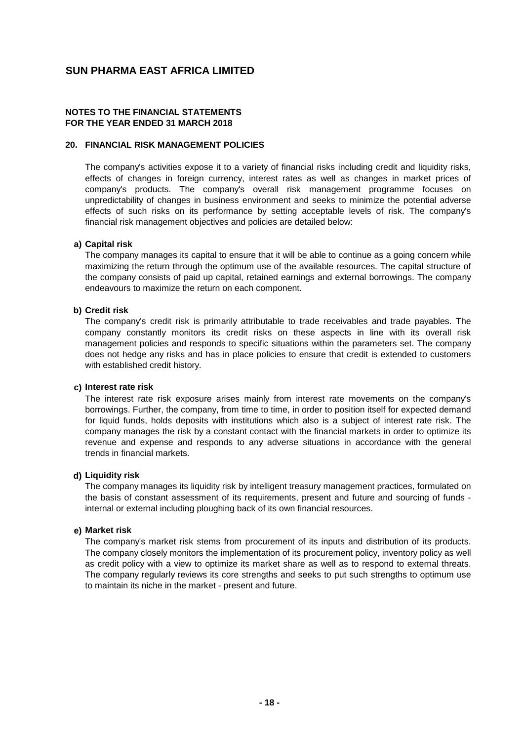# SUN PHARMA EAST AFRICA LIMITED

**NOTES TO THE FINANCIAL STATEMENTS**
**FOR THE YEAR ENDED 31 MARCH 2018**

## 20. FINANCIAL RISK MANAGEMENT POLICIES

The company's activities expose it to a variety of financial risks including credit and liquidity risks, effects of changes in foreign currency, interest rates as well as changes in market prices of company's products. The company's overall risk management programme focuses on unpredictability of changes in business environment and seeks to minimize the potential adverse effects of such risks on its performance by setting acceptable levels of risk. The company's financial risk management objectives and policies are detailed below:

### a) Capital risk

The company manages its capital to ensure that it will be able to continue as a going concern while maximizing the return through the optimum use of the available resources. The capital structure of the company consists of paid up capital, retained earnings and external borrowings. The company endeavours to maximize the return on each component.

### b) Credit risk

The company's credit risk is primarily attributable to trade receivables and trade payables. The company constantly monitors its credit risks on these aspects in line with its overall risk management policies and responds to specific situations within the parameters set. The company does not hedge any risks and has in place policies to ensure that credit is extended to customers with established credit history.

### c) Interest rate risk

The interest rate risk exposure arises mainly from interest rate movements on the company's borrowings. Further, the company, from time to time, in order to position itself for expected demand for liquid funds, holds deposits with institutions which also is a subject of interest rate risk. The company manages the risk by a constant contact with the financial markets in order to optimize its revenue and expense and responds to any adverse situations in accordance with the general trends in financial markets.

### d) Liquidity risk

The company manages its liquidity risk by intelligent treasury management practices, formulated on the basis of constant assessment of its requirements, present and future and sourcing of funds - internal or external including ploughing back of its own financial resources.

### e) Market risk

The company's market risk stems from procurement of its inputs and distribution of its products. The company closely monitors the implementation of its procurement policy, inventory policy as well as credit policy with a view to optimize its market share as well as to respond to external threats. The company regularly reviews its core strengths and seeks to put such strengths to optimum use to maintain its niche in the market - present and future.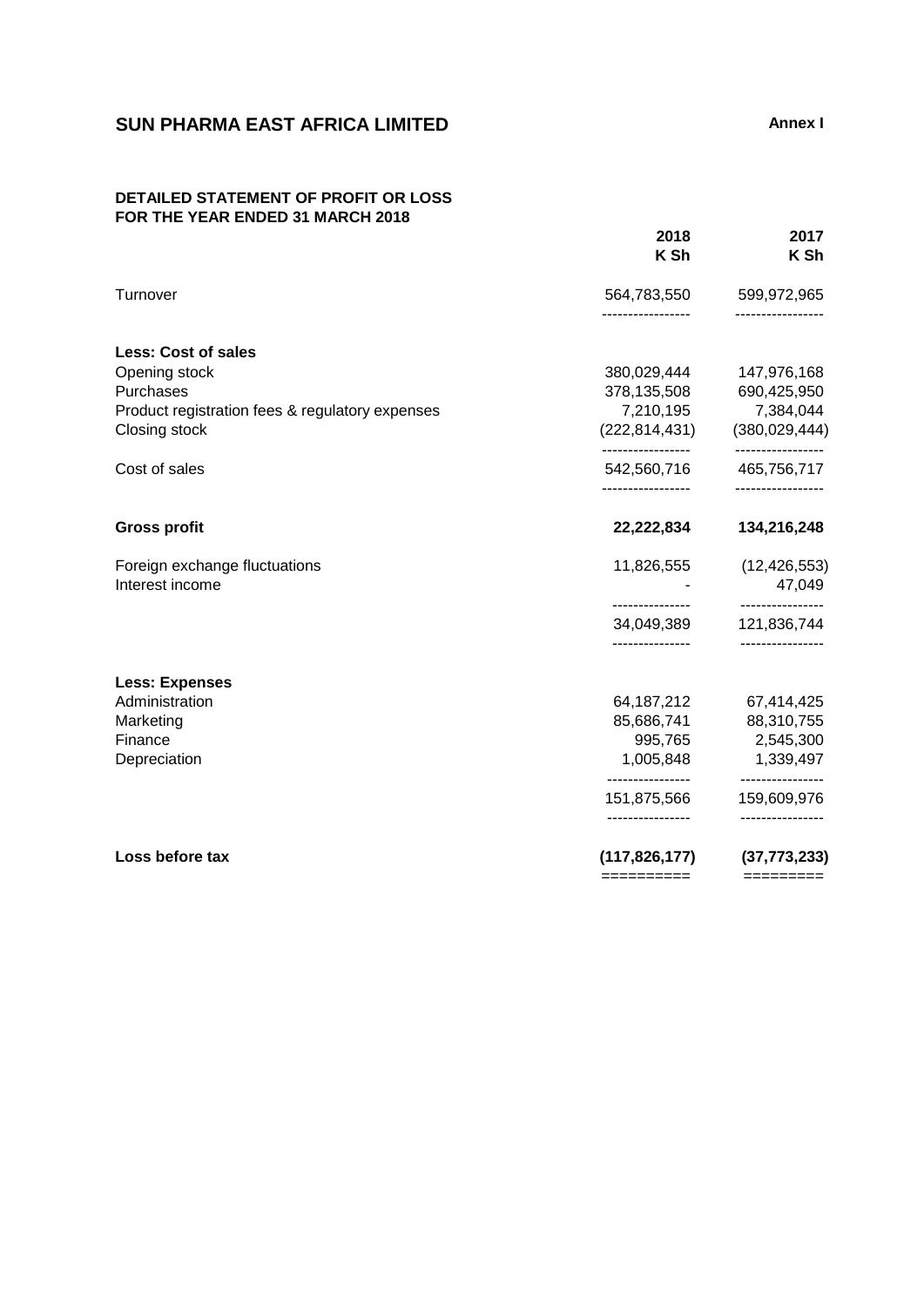# SUN PHARMA EAST AFRICA LIMITED

**Annex I**

## DETAILED STATEMENT OF PROFIT OR LOSS
## FOR THE YEAR ENDED 31 MARCH 2018

| | 2018<br>K Sh | 2017<br>K Sh |
|---|---|---|
| Turnover | 564,783,550 | 599,972,965 |
| **Less: Cost of sales** | | |
| Opening stock | 380,029,444 | 147,976,168 |
| Purchases | 378,135,508 | 690,425,950 |
| Product registration fees & regulatory expenses | 7,210,195 | 7,384,044 |
| Closing stock | (222,814,431) | (380,029,444) |
| Cost of sales | 542,560,716 | 465,756,717 |
| **Gross profit** | **22,222,834** | **134,216,248** |
| Foreign exchange fluctuations | 11,826,555 | (12,426,553) |
| Interest income | - | 47,049 |
| | 34,049,389 | 121,836,744 |
| **Less: Expenses** | | |
| Administration | 64,187,212 | 67,414,425 |
| Marketing | 85,686,741 | 88,310,755 |
| Finance | 995,765 | 2,545,300 |
| Depreciation | 1,005,848 | 1,339,497 |
| | 151,875,566 | 159,609,976 |
| **Loss before tax** | **(117,826,177)** | **(37,773,233)** |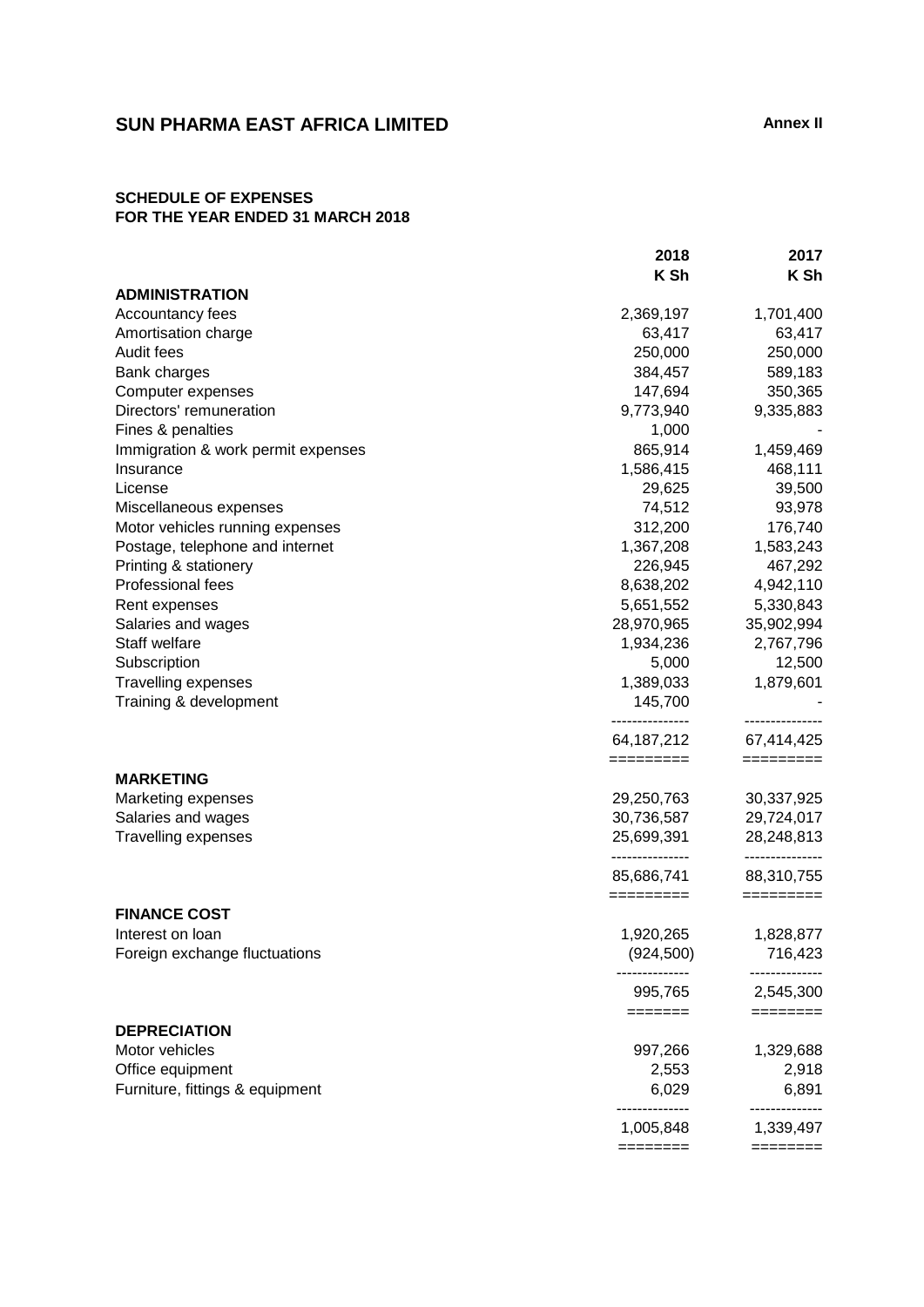# SUN PHARMA EAST AFRICA LIMITED

**Annex II**

**SCHEDULE OF EXPENSES**
**FOR THE YEAR ENDED 31 MARCH 2018**

| | 2018 K Sh | 2017 K Sh |
|---|---|---|
| **ADMINISTRATION** | | |
| Accountancy fees | 2,369,197 | 1,701,400 |
| Amortisation charge | 63,417 | 63,417 |
| Audit fees | 250,000 | 250,000 |
| Bank charges | 384,457 | 589,183 |
| Computer expenses | 147,694 | 350,365 |
| Directors' remuneration | 9,773,940 | 9,335,883 |
| Fines & penalties | 1,000 | - |
| Immigration & work permit expenses | 865,914 | 1,459,469 |
| Insurance | 1,586,415 | 468,111 |
| License | 29,625 | 39,500 |
| Miscellaneous expenses | 74,512 | 93,978 |
| Motor vehicles running expenses | 312,200 | 176,740 |
| Postage, telephone and internet | 1,367,208 | 1,583,243 |
| Printing & stationery | 226,945 | 467,292 |
| Professional fees | 8,638,202 | 4,942,110 |
| Rent expenses | 5,651,552 | 5,330,843 |
| Salaries and wages | 28,970,965 | 35,902,994 |
| Staff welfare | 1,934,236 | 2,767,796 |
| Subscription | 5,000 | 12,500 |
| Travelling expenses | 1,389,033 | 1,879,601 |
| Training & development | 145,700 | - |
| | 64,187,212 | 67,414,425 |
| **MARKETING** | | |
| Marketing expenses | 29,250,763 | 30,337,925 |
| Salaries and wages | 30,736,587 | 29,724,017 |
| Travelling expenses | 25,699,391 | 28,248,813 |
| | 85,686,741 | 88,310,755 |
| **FINANCE COST** | | |
| Interest on loan | 1,920,265 | 1,828,877 |
| Foreign exchange fluctuations | (924,500) | 716,423 |
| | 995,765 | 2,545,300 |
| **DEPRECIATION** | | |
| Motor vehicles | 997,266 | 1,329,688 |
| Office equipment | 2,553 | 2,918 |
| Furniture, fittings & equipment | 6,029 | 6,891 |
| | 1,005,848 | 1,339,497 |